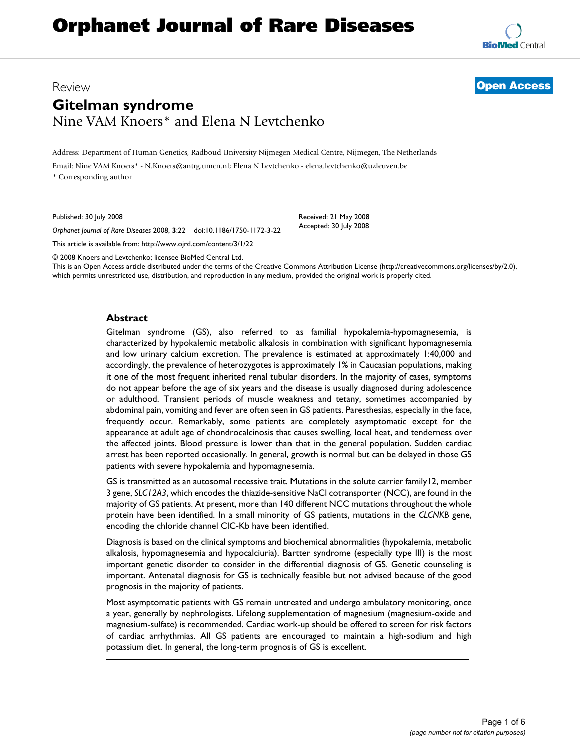Review

# Gitelman syndrome

Nine VAM Knoers* and Elena N Levtchenko

Address: Department of Human Genetics, Radboud University Nijmegen Medical Centre, Nijmegen, The Netherlands

Email: Nine VAM Knoers* - N.Knoers@antrg.umcn.nl; Elena N Levtchenko - elena.levtchenko@uzleuven.be

\* Corresponding author

Published: 30 July 2008

*Orphanet Journal of Rare Diseases* 2008, **3**:22 doi:10.1186/1750-1172-3-22

This article is available from: http://www.ojrd.com/content/3/1/22

Received: 21 May 2008

Accepted: 30 July 2008

© 2008 Knoers and Levtchenko; licensee BioMed Central Ltd.

This is an Open Access article distributed under the terms of the Creative Commons Attribution License (http://creativecommons.org/licenses/by/2.0), which permits unrestricted use, distribution, and reproduction in any medium, provided the original work is properly cited.

## Abstract

Gitelman syndrome (GS), also referred to as familial hypokalemia-hypomagnesemia, is characterized by hypokalemic metabolic alkalosis in combination with significant hypomagnesemia and low urinary calcium excretion. The prevalence is estimated at approximately 1:40,000 and accordingly, the prevalence of heterozygotes is approximately 1% in Caucasian populations, making it one of the most frequent inherited renal tubular disorders. In the majority of cases, symptoms do not appear before the age of six years and the disease is usually diagnosed during adolescence or adulthood. Transient periods of muscle weakness and tetany, sometimes accompanied by abdominal pain, vomiting and fever are often seen in GS patients. Paresthesias, especially in the face, frequently occur. Remarkably, some patients are completely asymptomatic except for the appearance at adult age of chondrocalcinosis that causes swelling, local heat, and tenderness over the affected joints. Blood pressure is lower than that in the general population. Sudden cardiac arrest has been reported occasionally. In general, growth is normal but can be delayed in those GS patients with severe hypokalemia and hypomagnesemia.

GS is transmitted as an autosomal recessive trait. Mutations in the solute carrier family12, member 3 gene, *SLC12A3*, which encodes the thiazide-sensitive NaCl cotransporter (NCC), are found in the majority of GS patients. At present, more than 140 different NCC mutations throughout the whole protein have been identified. In a small minority of GS patients, mutations in the *CLCNKB* gene, encoding the chloride channel ClC-Kb have been identified.

Diagnosis is based on the clinical symptoms and biochemical abnormalities (hypokalemia, metabolic alkalosis, hypomagnesemia and hypocalciuria). Bartter syndrome (especially type III) is the most important genetic disorder to consider in the differential diagnosis of GS. Genetic counseling is important. Antenatal diagnosis for GS is technically feasible but not advised because of the good prognosis in the majority of patients.

Most asymptomatic patients with GS remain untreated and undergo ambulatory monitoring, once a year, generally by nephrologists. Lifelong supplementation of magnesium (magnesium-oxide and magnesium-sulfate) is recommended. Cardiac work-up should be offered to screen for risk factors of cardiac arrhythmias. All GS patients are encouraged to maintain a high-sodium and high potassium diet. In general, the long-term prognosis of GS is excellent.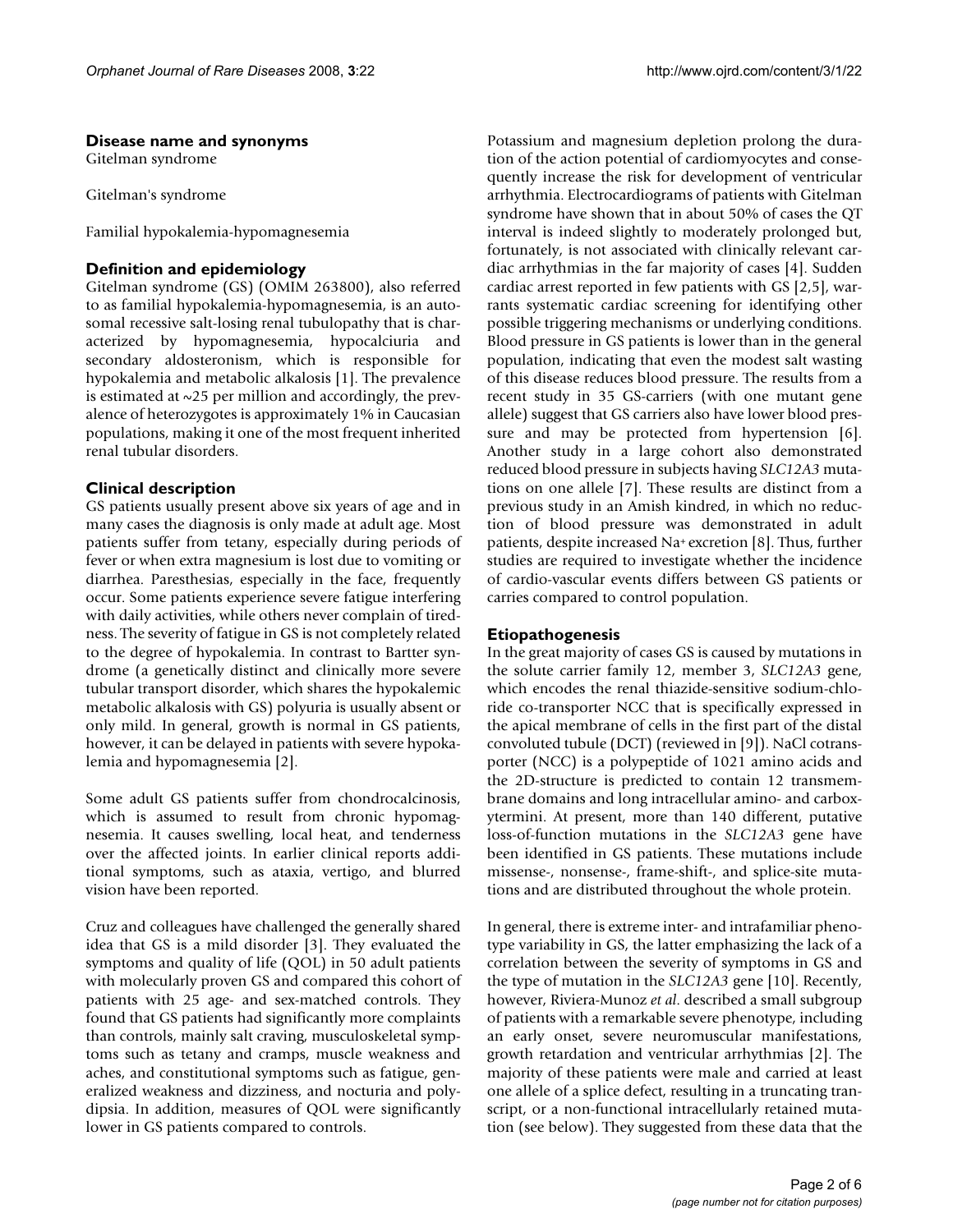## Disease name and synonyms

Gitelman syndrome

Gitelman's syndrome

Familial hypokalemia-hypomagnesemia

## Definition and epidemiology

Gitelman syndrome (GS) (OMIM 263800), also referred to as familial hypokalemia-hypomagnesemia, is an autosomal recessive salt-losing renal tubulopathy that is characterized by hypomagnesemia, hypocalciuria and secondary aldosteronism, which is responsible for hypokalemia and metabolic alkalosis [1]. The prevalence is estimated at ~25 per million and accordingly, the prevalence of heterozygotes is approximately 1% in Caucasian populations, making it one of the most frequent inherited renal tubular disorders.

## Clinical description

GS patients usually present above six years of age and in many cases the diagnosis is only made at adult age. Most patients suffer from tetany, especially during periods of fever or when extra magnesium is lost due to vomiting or diarrhea. Paresthesias, especially in the face, frequently occur. Some patients experience severe fatigue interfering with daily activities, while others never complain of tiredness. The severity of fatigue in GS is not completely related to the degree of hypokalemia. In contrast to Bartter syndrome (a genetically distinct and clinically more severe tubular transport disorder, which shares the hypokalemic metabolic alkalosis with GS) polyuria is usually absent or only mild. In general, growth is normal in GS patients, however, it can be delayed in patients with severe hypokalemia and hypomagnesemia [2].

Some adult GS patients suffer from chondrocalcinosis, which is assumed to result from chronic hypomagnesemia. It causes swelling, local heat, and tenderness over the affected joints. In earlier clinical reports additional symptoms, such as ataxia, vertigo, and blurred vision have been reported.

Cruz and colleagues have challenged the generally shared idea that GS is a mild disorder [3]. They evaluated the symptoms and quality of life (QOL) in 50 adult patients with molecularly proven GS and compared this cohort of patients with 25 age- and sex-matched controls. They found that GS patients had significantly more complaints than controls, mainly salt craving, musculoskeletal symptoms such as tetany and cramps, muscle weakness and aches, and constitutional symptoms such as fatigue, generalized weakness and dizziness, and nocturia and polydipsia. In addition, measures of QOL were significantly lower in GS patients compared to controls.

Potassium and magnesium depletion prolong the duration of the action potential of cardiomyocytes and consequently increase the risk for development of ventricular arrhythmia. Electrocardiograms of patients with Gitelman syndrome have shown that in about 50% of cases the QT interval is indeed slightly to moderately prolonged but, fortunately, is not associated with clinically relevant cardiac arrhythmias in the far majority of cases [4]. Sudden cardiac arrest reported in few patients with GS [2,5], warrants systematic cardiac screening for identifying other possible triggering mechanisms or underlying conditions. Blood pressure in GS patients is lower than in the general population, indicating that even the modest salt wasting of this disease reduces blood pressure. The results from a recent study in 35 GS-carriers (with one mutant gene allele) suggest that GS carriers also have lower blood pressure and may be protected from hypertension [6]. Another study in a large cohort also demonstrated reduced blood pressure in subjects having *SLC12A3* mutations on one allele [7]. These results are distinct from a previous study in an Amish kindred, in which no reduction of blood pressure was demonstrated in adult patients, despite increased $Na^+$ excretion [8]. Thus, further studies are required to investigate whether the incidence of cardio-vascular events differs between GS patients or carries compared to control population.

## Etiopathogenesis

In the great majority of cases GS is caused by mutations in the solute carrier family 12, member 3, *SLC12A3* gene, which encodes the renal thiazide-sensitive sodium-chloride co-transporter NCC that is specifically expressed in the apical membrane of cells in the first part of the distal convoluted tubule (DCT) (reviewed in [9]). NaCl cotransporter (NCC) is a polypeptide of 1021 amino acids and the 2D-structure is predicted to contain 12 transmembrane domains and long intracellular amino- and carboxytermini. At present, more than 140 different, putative loss-of-function mutations in the *SLC12A3* gene have been identified in GS patients. These mutations include missense-, nonsense-, frame-shift-, and splice-site mutations and are distributed throughout the whole protein.

In general, there is extreme inter- and intrafamiliar phenotype variability in GS, the latter emphasizing the lack of a correlation between the severity of symptoms in GS and the type of mutation in the *SLC12A3* gene [10]. Recently, however, Riviera-Munoz *et al*. described a small subgroup of patients with a remarkable severe phenotype, including an early onset, severe neuromuscular manifestations, growth retardation and ventricular arrhythmias [2]. The majority of these patients were male and carried at least one allele of a splice defect, resulting in a truncating transcript, or a non-functional intracellularly retained mutation (see below). They suggested from these data that the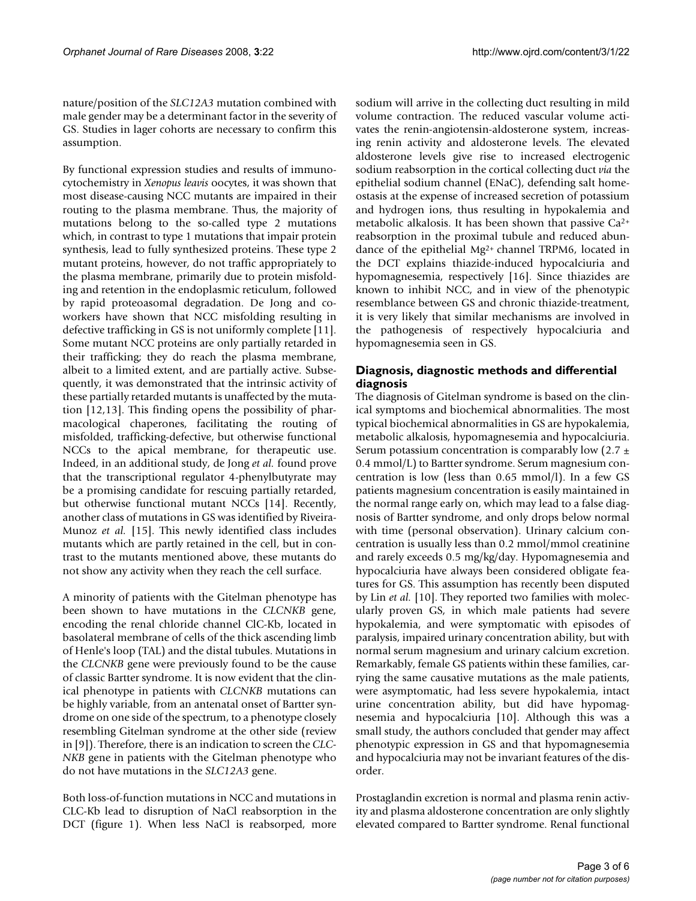nature/position of the *SLC12A3* mutation combined with male gender may be a determinant factor in the severity of GS. Studies in lager cohorts are necessary to confirm this assumption.

By functional expression studies and results of immunocytochemistry in *Xenopus leavis* oocytes, it was shown that most disease-causing NCC mutants are impaired in their routing to the plasma membrane. Thus, the majority of mutations belong to the so-called type 2 mutations which, in contrast to type 1 mutations that impair protein synthesis, lead to fully synthesized proteins. These type 2 mutant proteins, however, do not traffic appropriately to the plasma membrane, primarily due to protein misfolding and retention in the endoplasmic reticulum, followed by rapid proteoasomal degradation. De Jong and coworkers have shown that NCC misfolding resulting in defective trafficking in GS is not uniformly complete [11]. Some mutant NCC proteins are only partially retarded in their trafficking; they do reach the plasma membrane, albeit to a limited extent, and are partially active. Subsequently, it was demonstrated that the intrinsic activity of these partially retarded mutants is unaffected by the mutation [12,13]. This finding opens the possibility of pharmacological chaperones, facilitating the routing of misfolded, trafficking-defective, but otherwise functional NCCs to the apical membrane, for therapeutic use. Indeed, in an additional study, de Jong *et al.* found prove that the transcriptional regulator 4-phenylbutyrate may be a promising candidate for rescuing partially retarded, but otherwise functional mutant NCCs [14]. Recently, another class of mutations in GS was identified by Riveira-Munoz *et al.* [15]. This newly identified class includes mutants which are partly retained in the cell, but in contrast to the mutants mentioned above, these mutants do not show any activity when they reach the cell surface.

A minority of patients with the Gitelman phenotype has been shown to have mutations in the *CLCNKB* gene, encoding the renal chloride channel ClC-Kb, located in basolateral membrane of cells of the thick ascending limb of Henle's loop (TAL) and the distal tubules. Mutations in the *CLCNKB* gene were previously found to be the cause of classic Bartter syndrome. It is now evident that the clinical phenotype in patients with *CLCNKB* mutations can be highly variable, from an antenatal onset of Bartter syndrome on one side of the spectrum, to a phenotype closely resembling Gitelman syndrome at the other side (review in [9]). Therefore, there is an indication to screen the *CLCNKB* gene in patients with the Gitelman phenotype who do not have mutations in the *SLC12A3* gene.

Both loss-of-function mutations in NCC and mutations in CLC-Kb lead to disruption of NaCl reabsorption in the DCT (figure 1). When less NaCl is reabsorped, more sodium will arrive in the collecting duct resulting in mild volume contraction. The reduced vascular volume activates the renin-angiotensin-aldosterone system, increasing renin activity and aldosterone levels. The elevated aldosterone levels give rise to increased electrogenic sodium reabsorption in the cortical collecting duct *via* the epithelial sodium channel (ENaC), defending salt homeostasis at the expense of increased secretion of potassium and hydrogen ions, thus resulting in hypokalemia and metabolic alkalosis. It has been shown that passive $Ca^{2+}$ reabsorption in the proximal tubule and reduced abundance of the epithelial $Mg^{2+}$ channel TRPM6, located in the DCT explains thiazide-induced hypocalciuria and hypomagnesemia, respectively [16]. Since thiazides are known to inhibit NCC, and in view of the phenotypic resemblance between GS and chronic thiazide-treatment, it is very likely that similar mechanisms are involved in the pathogenesis of respectively hypocalciuria and hypomagnesemia seen in GS.

## Diagnosis, diagnostic methods and differential diagnosis

The diagnosis of Gitelman syndrome is based on the clinical symptoms and biochemical abnormalities. The most typical biochemical abnormalities in GS are hypokalemia, metabolic alkalosis, hypomagnesemia and hypocalciuria. Serum potassium concentration is comparably low ($2.7 \pm 0.4$ mmol/L) to Bartter syndrome. Serum magnesium concentration is low (less than 0.65 mmol/l). In a few GS patients magnesium concentration is easily maintained in the normal range early on, which may lead to a false diagnosis of Bartter syndrome, and only drops below normal with time (personal observation). Urinary calcium concentration is usually less than 0.2 mmol/mmol creatinine and rarely exceeds 0.5 mg/kg/day. Hypomagnesemia and hypocalciuria have always been considered obligate features for GS. This assumption has recently been disputed by Lin *et al.* [10]. They reported two families with molecularly proven GS, in which male patients had severe hypokalemia, and were symptomatic with episodes of paralysis, impaired urinary concentration ability, but with normal serum magnesium and urinary calcium excretion. Remarkably, female GS patients within these families, carrying the same causative mutations as the male patients, were asymptomatic, had less severe hypokalemia, intact urine concentration ability, but did have hypomagnesemia and hypocalciuria [10]. Although this was a small study, the authors concluded that gender may affect phenotypic expression in GS and that hypomagnesemia and hypocalciuria may not be invariant features of the disorder.

Prostaglandin excretion is normal and plasma renin activity and plasma aldosterone concentration are only slightly elevated compared to Bartter syndrome. Renal functional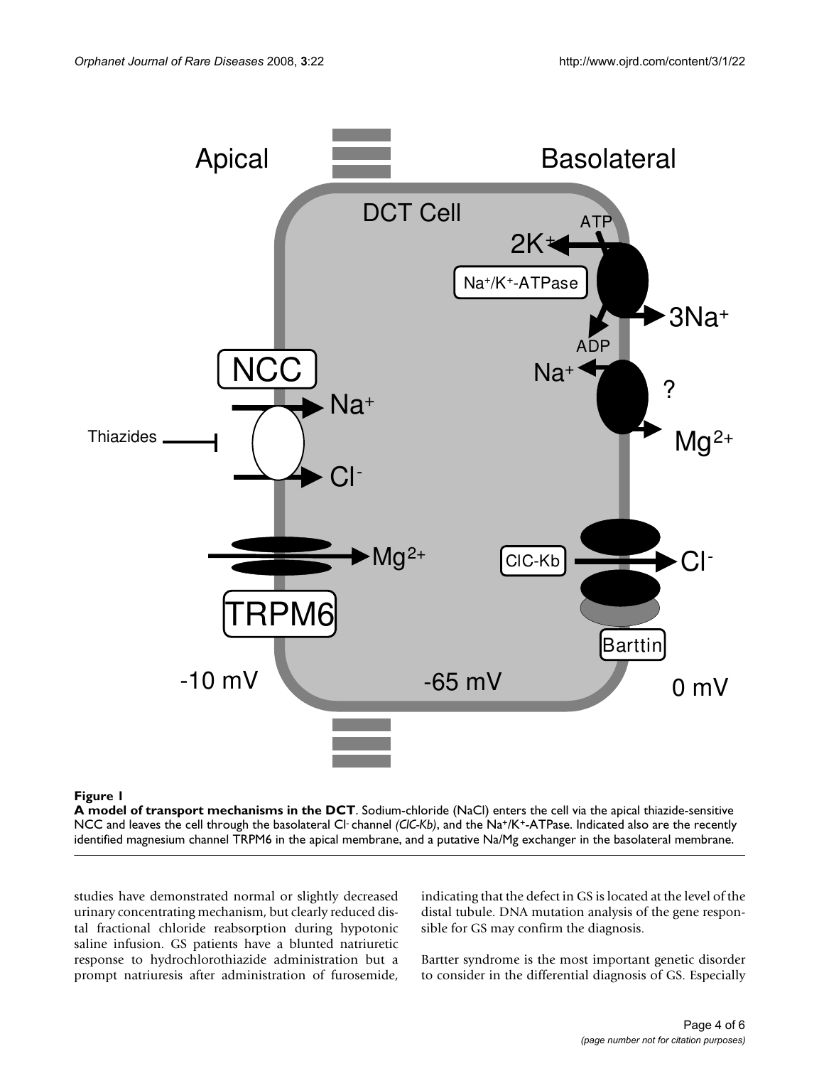**Figure 1**

**A model of transport mechanisms in the DCT**. Sodium-chloride (NaCl) enters the cell via the apical thiazide-sensitive NCC and leaves the cell through the basolateral $Cl^-$ channel *(ClC-Kb)*, and the $Na^+/K^+$-ATPase. Indicated also are the recently identified magnesium channel TRPM6 in the apical membrane, and a putative Na/Mg exchanger in the basolateral membrane.

studies have demonstrated normal or slightly decreased urinary concentrating mechanism, but clearly reduced distal fractional chloride reabsorption during hypotonic saline infusion. GS patients have a blunted natriuretic response to hydrochlorothiazide administration but a prompt natriuresis after administration of furosemide, indicating that the defect in GS is located at the level of the distal tubule. DNA mutation analysis of the gene responsible for GS may confirm the diagnosis.

Bartter syndrome is the most important genetic disorder to consider in the differential diagnosis of GS. Especially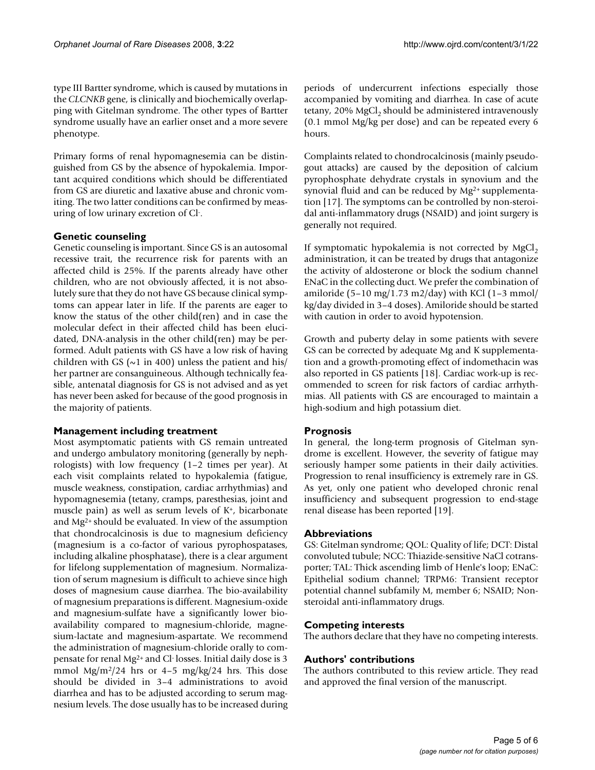type III Bartter syndrome, which is caused by mutations in the *CLCNKB* gene, is clinically and biochemically overlapping with Gitelman syndrome. The other types of Bartter syndrome usually have an earlier onset and a more severe phenotype.

Primary forms of renal hypomagnesemia can be distinguished from GS by the absence of hypokalemia. Important acquired conditions which should be differentiated from GS are diuretic and laxative abuse and chronic vomiting. The two latter conditions can be confirmed by measuring of low urinary excretion of $Cl^-$.

## Genetic counseling

Genetic counseling is important. Since GS is an autosomal recessive trait, the recurrence risk for parents with an affected child is 25%. If the parents already have other children, who are not obviously affected, it is not absolutely sure that they do not have GS because clinical symptoms can appear later in life. If the parents are eager to know the status of the other child(ren) and in case the molecular defect in their affected child has been elucidated, DNA-analysis in the other child(ren) may be performed. Adult patients with GS have a low risk of having children with GS (~1 in 400) unless the patient and his/her partner are consanguineous. Although technically feasible, antenatal diagnosis for GS is not advised and as yet has never been asked for because of the good prognosis in the majority of patients.

## Management including treatment

Most asymptomatic patients with GS remain untreated and undergo ambulatory monitoring (generally by nephrologists) with low frequency (1–2 times per year). At each visit complaints related to hypokalemia (fatigue, muscle weakness, constipation, cardiac arrhythmias) and hypomagnesemia (tetany, cramps, paresthesias, joint and muscle pain) as well as serum levels of $K^+$, bicarbonate and $Mg^{2+}$ should be evaluated. In view of the assumption that chondrocalcinosis is due to magnesium deficiency (magnesium is a co-factor of various pyrophospatases, including alkaline phosphatase), there is a clear argument for lifelong supplementation of magnesium. Normalization of serum magnesium is difficult to achieve since high doses of magnesium cause diarrhea. The bio-availability of magnesium preparations is different. Magnesium-oxide and magnesium-sulfate have a significantly lower bioavailability compared to magnesium-chloride, magnesium-lactate and magnesium-aspartate. We recommend the administration of magnesium-chloride orally to compensate for renal $Mg^{2+}$ and $Cl^-$ losses. Initial daily dose is 3 mmol $Mg/m^2/24$ hrs or 4–5 mg/kg/24 hrs. This dose should be divided in 3–4 administrations to avoid diarrhea and has to be adjusted according to serum magnesium levels. The dose usually has to be increased during periods of undercurrent infections especially those accompanied by vomiting and diarrhea. In case of acute tetany, 20% $MgCl_2$ should be administered intravenously (0.1 mmol Mg/kg per dose) and can be repeated every 6 hours.

Complaints related to chondrocalcinosis (mainly pseudogout attacks) are caused by the deposition of calcium pyrophosphate dehydrate crystals in synovium and the synovial fluid and can be reduced by $Mg^{2+}$ supplementation [17]. The symptoms can be controlled by non-steroidal anti-inflammatory drugs (NSAID) and joint surgery is generally not required.

If symptomatic hypokalemia is not corrected by $MgCl_2$ administration, it can be treated by drugs that antagonize the activity of aldosterone or block the sodium channel ENaC in the collecting duct. We prefer the combination of amiloride (5–10 mg/1.73 m2/day) with KCl (1–3 mmol/kg/day divided in 3–4 doses). Amiloride should be started with caution in order to avoid hypotension.

Growth and puberty delay in some patients with severe GS can be corrected by adequate Mg and K supplementation and a growth-promoting effect of indomethacin was also reported in GS patients [18]. Cardiac work-up is recommended to screen for risk factors of cardiac arrhythmias. All patients with GS are encouraged to maintain a high-sodium and high potassium diet.

## Prognosis

In general, the long-term prognosis of Gitelman syndrome is excellent. However, the severity of fatigue may seriously hamper some patients in their daily activities. Progression to renal insufficiency is extremely rare in GS. As yet, only one patient who developed chronic renal insufficiency and subsequent progression to end-stage renal disease has been reported [19].

## Abbreviations

GS: Gitelman syndrome; QOL: Quality of life; DCT: Distal convoluted tubule; NCC: Thiazide-sensitive NaCl cotransporter; TAL: Thick ascending limb of Henle's loop; ENaC: Epithelial sodium channel; TRPM6: Transient receptor potential channel subfamily M, member 6; NSAID; Nonsteroidal anti-inflammatory drugs.

## Competing interests

The authors declare that they have no competing interests.

## Authors' contributions

The authors contributed to this review article. They read and approved the final version of the manuscript.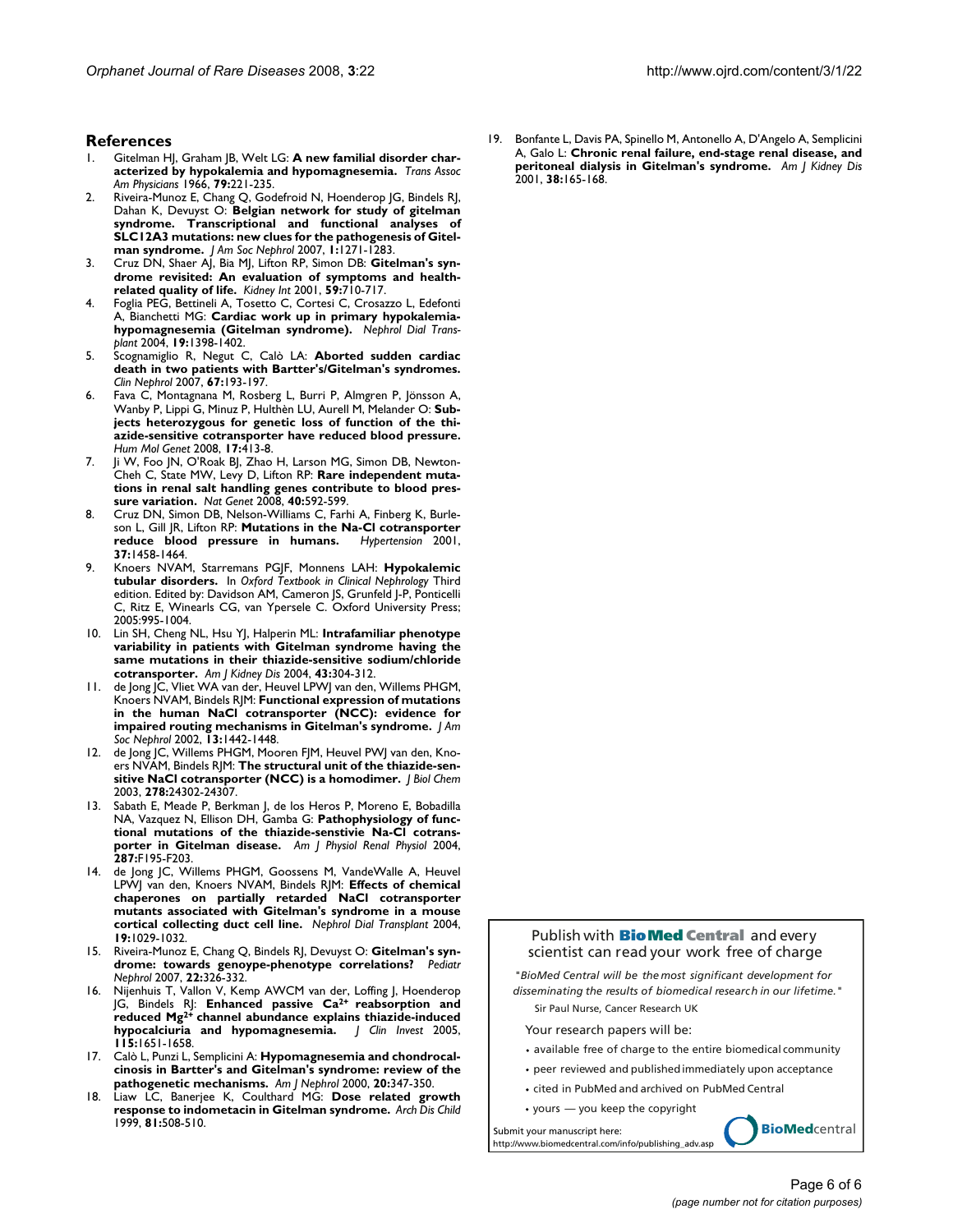## References

1. Gitelman HJ, Graham JB, Welt LG: **A new familial disorder characterized by hypokalemia and hypomagnesemia.** *Trans Assoc Am Physicians* 1966, **79:**221-235.
2. Riveira-Munoz E, Chang Q, Godefroid N, Hoenderop JG, Bindels RJ, Dahan K, Devuyst O: **Belgian network for study of gitelman syndrome. Transcriptional and functional analyses of SLC12A3 mutations: new clues for the pathogenesis of Gitelman syndrome.** *J Am Soc Nephrol* 2007, **1:**1271-1283.
3. Cruz DN, Shaer AJ, Bia MJ, Lifton RP, Simon DB: **Gitelman's syndrome revisited: An evaluation of symptoms and health-related quality of life.** *Kidney Int* 2001, **59:**710-717.
4. Foglia PEG, Bettineli A, Tosetto C, Cortesi C, Crosazzo L, Edefonti A, Bianchetti MG: **Cardiac work up in primary hypokalemia-hypomagnesemia (Gitelman syndrome).** *Nephrol Dial Transplant* 2004, **19:**1398-1402.
5. Scognamiglio R, Negut C, Calò LA: **Aborted sudden cardiac death in two patients with Bartter's/Gitelman's syndromes.** *Clin Nephrol* 2007, **67:**193-197.
6. Fava C, Montagnana M, Rosberg L, Burri P, Almgren P, Jönsson A, Wanby P, Lippi G, Minuz P, Hulthèn LU, Aurell M, Melander O: **Subjects heterozygous for genetic loss of function of the thiazide-sensitive cotransporter have reduced blood pressure.** *Hum Mol Genet* 2008, **17:**413-8.
7. Ji W, Foo JN, O'Roak BJ, Zhao H, Larson MG, Simon DB, Newton-Cheh C, State MW, Levy D, Lifton RP: **Rare independent mutations in renal salt handling genes contribute to blood pressure variation.** *Nat Genet* 2008, **40:**592-599.
8. Cruz DN, Simon DB, Nelson-Williams C, Farhi A, Finberg K, Burleson L, Gill JR, Lifton RP: **Mutations in the Na-Cl cotransporter reduce blood pressure in humans.** *Hypertension* 2001, **37:**1458-1464.
9. Knoers NVAM, Starremans PGJF, Monnens LAH: **Hypokalemic tubular disorders.** In *Oxford Textbook in Clinical Nephrology* Third edition. Edited by: Davidson AM, Cameron JS, Grunfeld J-P, Ponticelli C, Ritz E, Winearls CG, van Ypersele C. Oxford University Press; 2005:995-1004.
10. Lin SH, Cheng NL, Hsu YJ, Halperin ML: **Intrafamiliar phenotype variability in patients with Gitelman syndrome having the same mutations in their thiazide-sensitive sodium/chloride cotransporter.** *Am J Kidney Dis* 2004, **43:**304-312.
11. de Jong JC, Vliet WA van der, Heuvel LPWJ van den, Willems PHGM, Knoers NVAM, Bindels RJM: **Functional expression of mutations in the human NaCl cotransporter (NCC): evidence for impaired routing mechanisms in Gitelman's syndrome.** *J Am Soc Nephrol* 2002, **13:**1442-1448.
12. de Jong JC, Willems PHGM, Mooren FJM, Heuvel PWJ van den, Knoers NVAM, Bindels RJM: **The structural unit of the thiazide-sensitive NaCl cotransporter (NCC) is a homodimer.** *J Biol Chem* 2003, **278:**24302-24307.
13. Sabath E, Meade P, Berkman J, de los Heros P, Moreno E, Bobadilla NA, Vazquez N, Ellison DH, Gamba G: **Pathophysiology of functional mutations of the thiazide-senstivie Na-Cl cotransporter in Gitelman disease.** *Am J Physiol Renal Physiol* 2004, **287:**F195-F203.
14. de Jong JC, Willems PHGM, Goossens M, VandeWalle A, Heuvel LPWJ van den, Knoers NVAM, Bindels RJM: **Effects of chemical chaperones on partially retarded NaCl cotransporter mutants associated with Gitelman's syndrome in a mouse cortical collecting duct cell line.** *Nephrol Dial Transplant* 2004, **19:**1029-1032.
15. Riveira-Munoz E, Chang Q, Bindels RJ, Devuyst O: **Gitelman's syndrome: towards genoype-phenotype correlations?** *Pediatr Nephrol* 2007, **22:**326-332.
16. Nijenhuis T, Vallon V, Kemp AWCM van der, Loffing J, Hoenderop JG, Bindels RJ: **Enhanced passive $Ca^{2+}$ reabsorption and reduced $Mg^{2+}$ channel abundance explains thiazide-induced hypocalciuria and hypomagnesemia.** *J Clin Invest* 2005, **115:**1651-1658.
17. Calò L, Punzi L, Semplicini A: **Hypomagnesemia and chondrocalcinosis in Bartter's and Gitelman's syndrome: review of the pathogenetic mechanisms.** *Am J Nephrol* 2000, **20:**347-350.
18. Liaw LC, Banerjee K, Coulthard MG: **Dose related growth response to indometacin in Gitelman syndrome.** *Arch Dis Child* 1999, **81:**508-510.
19. Bonfante L, Davis PA, Spinello M, Antonello A, D'Angelo A, Semplicini A, Galo L: **Chronic renal failure, end-stage renal disease, and peritoneal dialysis in Gitelman's syndrome.** *Am J Kidney Dis* 2001, **38:**165-168.

Publish with **BioMed Central** and every scientist can read your work free of charge

*"BioMed Central will be the most significant development for disseminating the results of biomedical research in our lifetime."*

Sir Paul Nurse, Cancer Research UK

Your research papers will be:

- available free of charge to the entire biomedical community
- peer reviewed and published immediately upon acceptance
- cited in PubMed and archived on PubMed Central
- yours — you keep the copyright

Submit your manuscript here:
http://www.biomedcentral.com/info/publishing_adv.asp

**BioMed**central